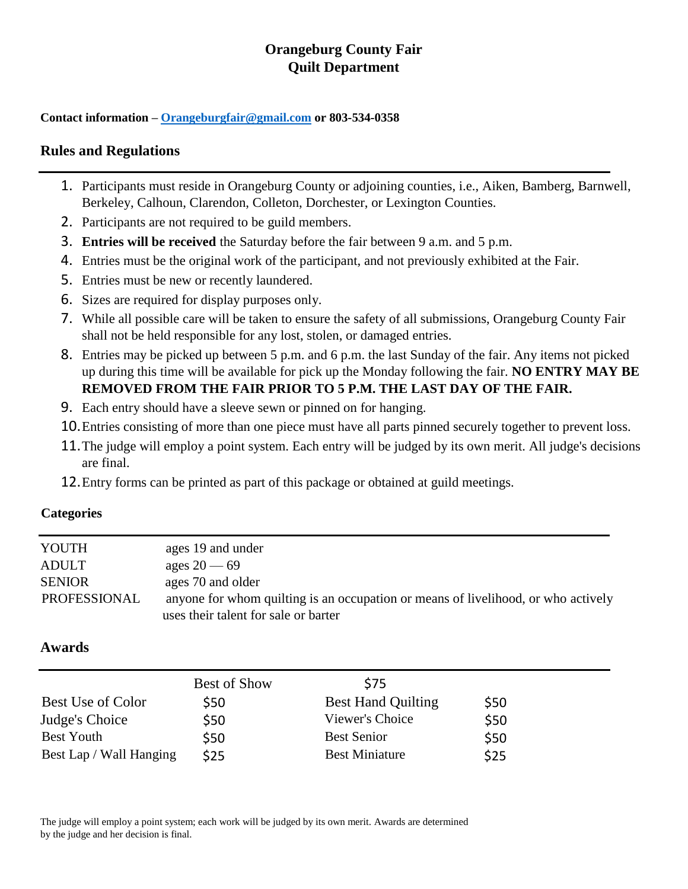# Orangeburg County Fair
# Quilt Department

**Contact information – [Orangeburgfair@gmail.com](mailto:Orangeburgfair@gmail.com) or 803-534-0358**

## Rules and Regulations

1. Participants must reside in Orangeburg County or adjoining counties, i.e., Aiken, Bamberg, Barnwell, Berkeley, Calhoun, Clarendon, Colleton, Dorchester, or Lexington Counties.
2. Participants are not required to be guild members.
3. **Entries will be received** the Saturday before the fair between 9 a.m. and 5 p.m.
4. Entries must be the original work of the participant, and not previously exhibited at the Fair.
5. Entries must be new or recently laundered.
6. Sizes are required for display purposes only.
7. While all possible care will be taken to ensure the safety of all submissions, Orangeburg County Fair shall not be held responsible for any lost, stolen, or damaged entries.
8. Entries may be picked up between 5 p.m. and 6 p.m. the last Sunday of the fair. Any items not picked up during this time will be available for pick up the Monday following the fair. **NO ENTRY MAY BE REMOVED FROM THE FAIR PRIOR TO 5 P.M. THE LAST DAY OF THE FAIR.**
9. Each entry should have a sleeve sewn or pinned on for hanging.
10. Entries consisting of more than one piece must have all parts pinned securely together to prevent loss.
11. The judge will employ a point system. Each entry will be judged by its own merit. All judge's decisions are final.
12. Entry forms can be printed as part of this package or obtained at guild meetings.

## Categories

| | |
|---|---|
| YOUTH | ages 19 and under |
| ADULT | ages 20 — 69 |
| SENIOR | ages 70 and older |
| PROFESSIONAL | anyone for whom quilting is an occupation or means of livelihood, or who actively uses their talent for sale or barter |

## Awards

| | | | |
|---|---|---|---|
| | Best of Show | $75 | |
| Best Use of Color | $50 | Best Hand Quilting | $50 |
| Judge's Choice | $50 | Viewer's Choice | $50 |
| Best Youth | $50 | Best Senior | $50 |
| Best Lap / Wall Hanging | $25 | Best Miniature | $25 |

The judge will employ a point system; each work will be judged by its own merit. Awards are determined by the judge and her decision is final.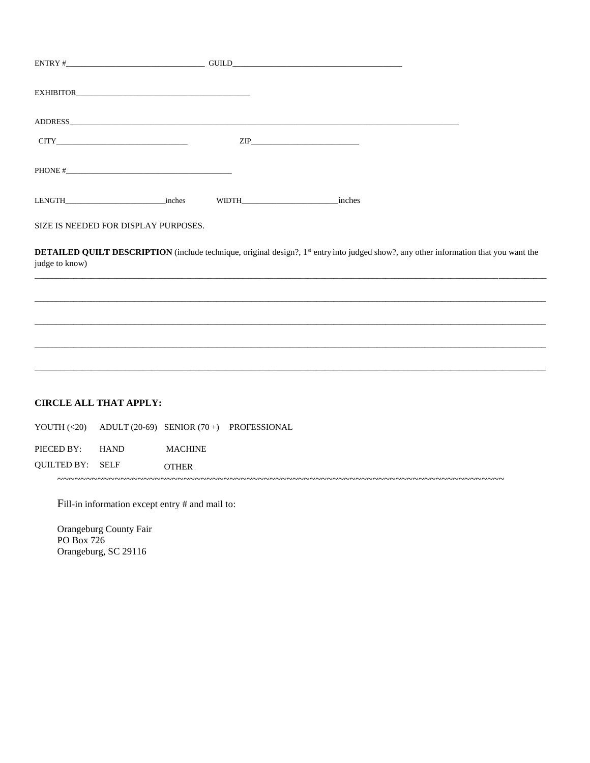ENTRY #___________________________________ GUILD___________________________________________

EXHIBITOR_____________________________________________

ADDRESS_____________________________________________________________________________________________________

CITY_________________________________ ZIP___________________________

PHONE #__________________________________________

LENGTH_________________________inches WIDTH________________________inches

SIZE IS NEEDED FOR DISPLAY PURPOSES.

**DETAILED QUILT DESCRIPTION** (include technique, original design?, 1st entry into judged show?, any other information that you want the judge to know)

_____________________________________________________________________________________________________________

_____________________________________________________________________________________________________________

_____________________________________________________________________________________________________________

_____________________________________________________________________________________________________________

_____________________________________________________________________________________________________________

**CIRCLE ALL THAT APPLY:**

YOUTH (<20) ADULT (20-69) SENIOR (70 +) PROFESSIONAL

PIECED BY: HAND MACHINE

QUILTED BY: SELF OTHER

~~~~~~~~~~~~~~~~~~~~~~~~~~~~~~~~~~~~~~~~~~~~~~~~~~~~~~~~~~~~~~~~~~~~~~~~~~~~~~~~~~~~~~~~~~~~~~~~~~

Fill-in information except entry # and mail to:

Orangeburg County Fair
PO Box 726
Orangeburg, SC 29116